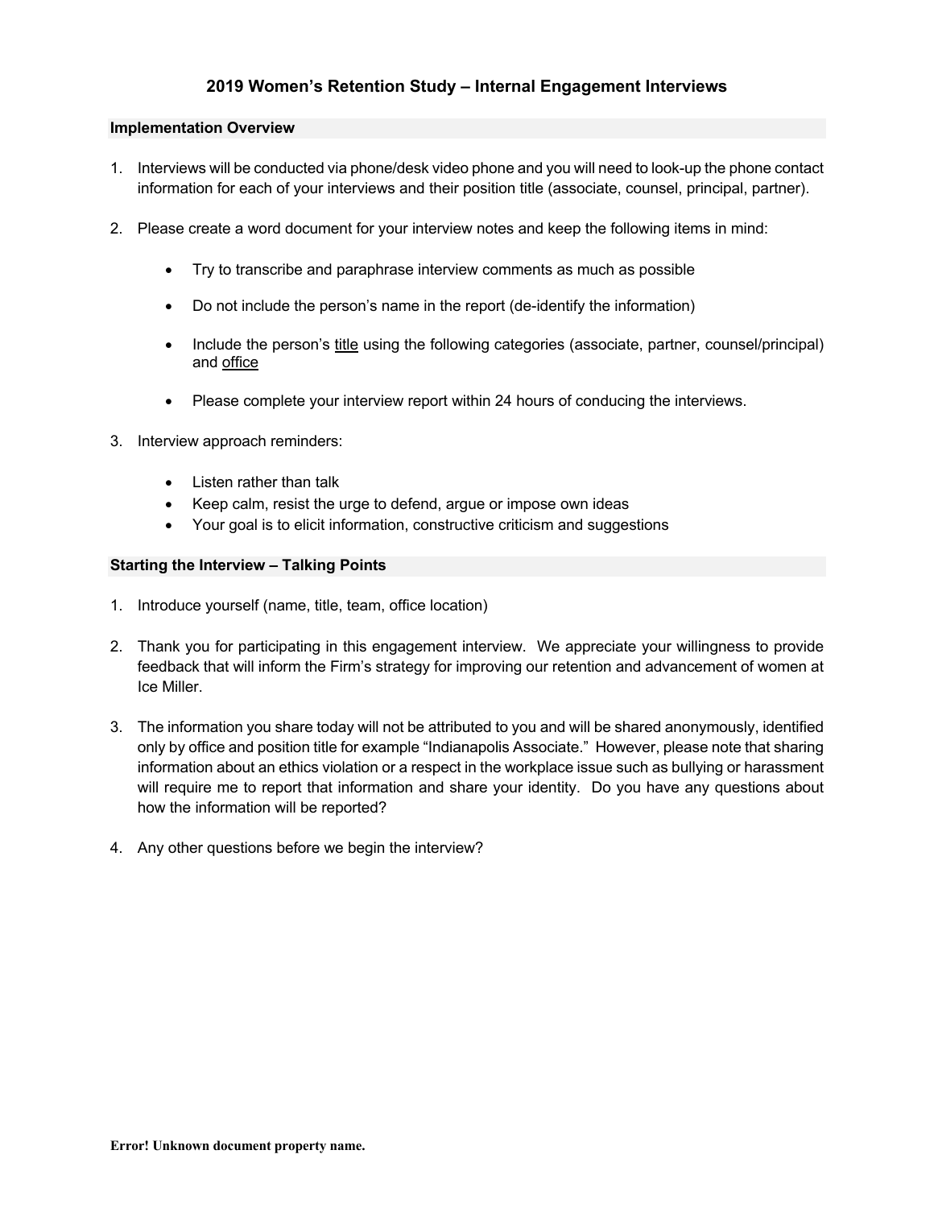# 2019 Women's Retention Study – Internal Engagement Interviews

## Implementation Overview

1. Interviews will be conducted via phone/desk video phone and you will need to look-up the phone contact information for each of your interviews and their position title (associate, counsel, principal, partner).

2. Please create a word document for your interview notes and keep the following items in mind:

   - Try to transcribe and paraphrase interview comments as much as possible
   - Do not include the person's name in the report (de-identify the information)
   - Include the person's <u>title</u> using the following categories (associate, partner, counsel/principal) and <u>office</u>
   - Please complete your interview report within 24 hours of conducing the interviews.

3. Interview approach reminders:

   - Listen rather than talk
   - Keep calm, resist the urge to defend, argue or impose own ideas
   - Your goal is to elicit information, constructive criticism and suggestions

## Starting the Interview – Talking Points

1. Introduce yourself (name, title, team, office location)

2. Thank you for participating in this engagement interview. We appreciate your willingness to provide feedback that will inform the Firm's strategy for improving our retention and advancement of women at Ice Miller.

3. The information you share today will not be attributed to you and will be shared anonymously, identified only by office and position title for example "Indianapolis Associate." However, please note that sharing information about an ethics violation or a respect in the workplace issue such as bullying or harassment will require me to report that information and share your identity. Do you have any questions about how the information will be reported?

4. Any other questions before we begin the interview?

**Error! Unknown document property name.**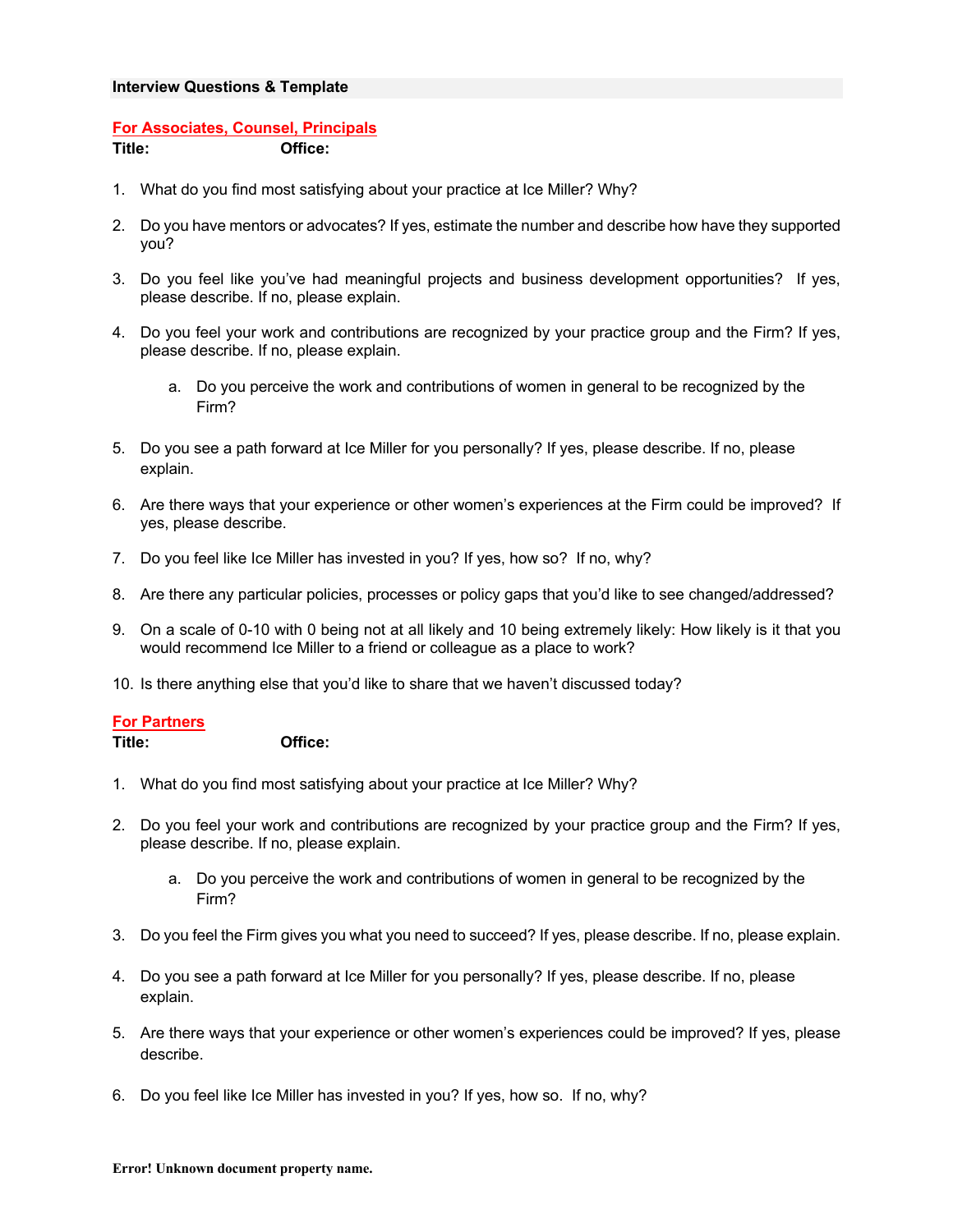**Interview Questions & Template**

**For Associates, Counsel, Principals**

**Title:** **Office:**

1. What do you find most satisfying about your practice at Ice Miller? Why?

2. Do you have mentors or advocates? If yes, estimate the number and describe how have they supported you?

3. Do you feel like you've had meaningful projects and business development opportunities? If yes, please describe. If no, please explain.

4. Do you feel your work and contributions are recognized by your practice group and the Firm? If yes, please describe. If no, please explain.

   a. Do you perceive the work and contributions of women in general to be recognized by the Firm?

5. Do you see a path forward at Ice Miller for you personally? If yes, please describe. If no, please explain.

6. Are there ways that your experience or other women's experiences at the Firm could be improved? If yes, please describe.

7. Do you feel like Ice Miller has invested in you? If yes, how so? If no, why?

8. Are there any particular policies, processes or policy gaps that you'd like to see changed/addressed?

9. On a scale of 0-10 with 0 being not at all likely and 10 being extremely likely: How likely is it that you would recommend Ice Miller to a friend or colleague as a place to work?

10. Is there anything else that you'd like to share that we haven't discussed today?

**For Partners**

**Title:** **Office:**

1. What do you find most satisfying about your practice at Ice Miller? Why?

2. Do you feel your work and contributions are recognized by your practice group and the Firm? If yes, please describe. If no, please explain.

   a. Do you perceive the work and contributions of women in general to be recognized by the Firm?

3. Do you feel the Firm gives you what you need to succeed? If yes, please describe. If no, please explain.

4. Do you see a path forward at Ice Miller for you personally? If yes, please describe. If no, please explain.

5. Are there ways that your experience or other women's experiences could be improved? If yes, please describe.

6. Do you feel like Ice Miller has invested in you? If yes, how so. If no, why?

**Error! Unknown document property name.**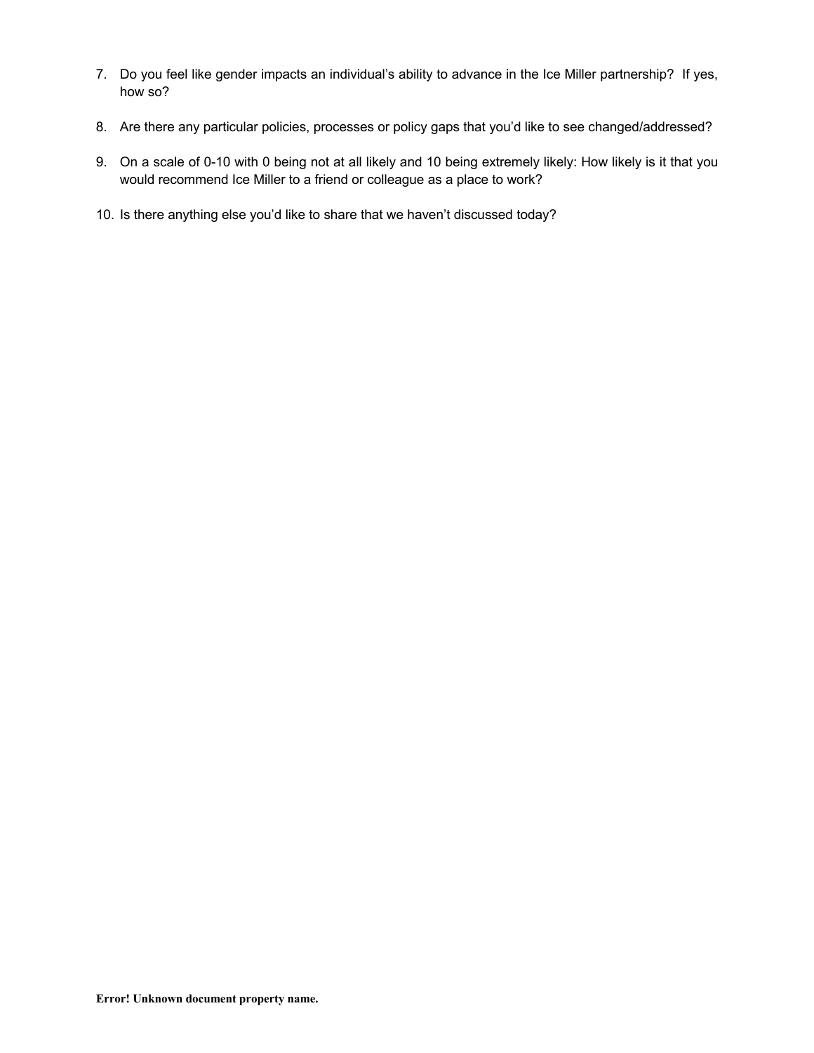7. Do you feel like gender impacts an individual's ability to advance in the Ice Miller partnership? If yes, how so?

8. Are there any particular policies, processes or policy gaps that you'd like to see changed/addressed?

9. On a scale of 0-10 with 0 being not at all likely and 10 being extremely likely: How likely is it that you would recommend Ice Miller to a friend or colleague as a place to work?

10. Is there anything else you'd like to share that we haven't discussed today?

**Error! Unknown document property name.**